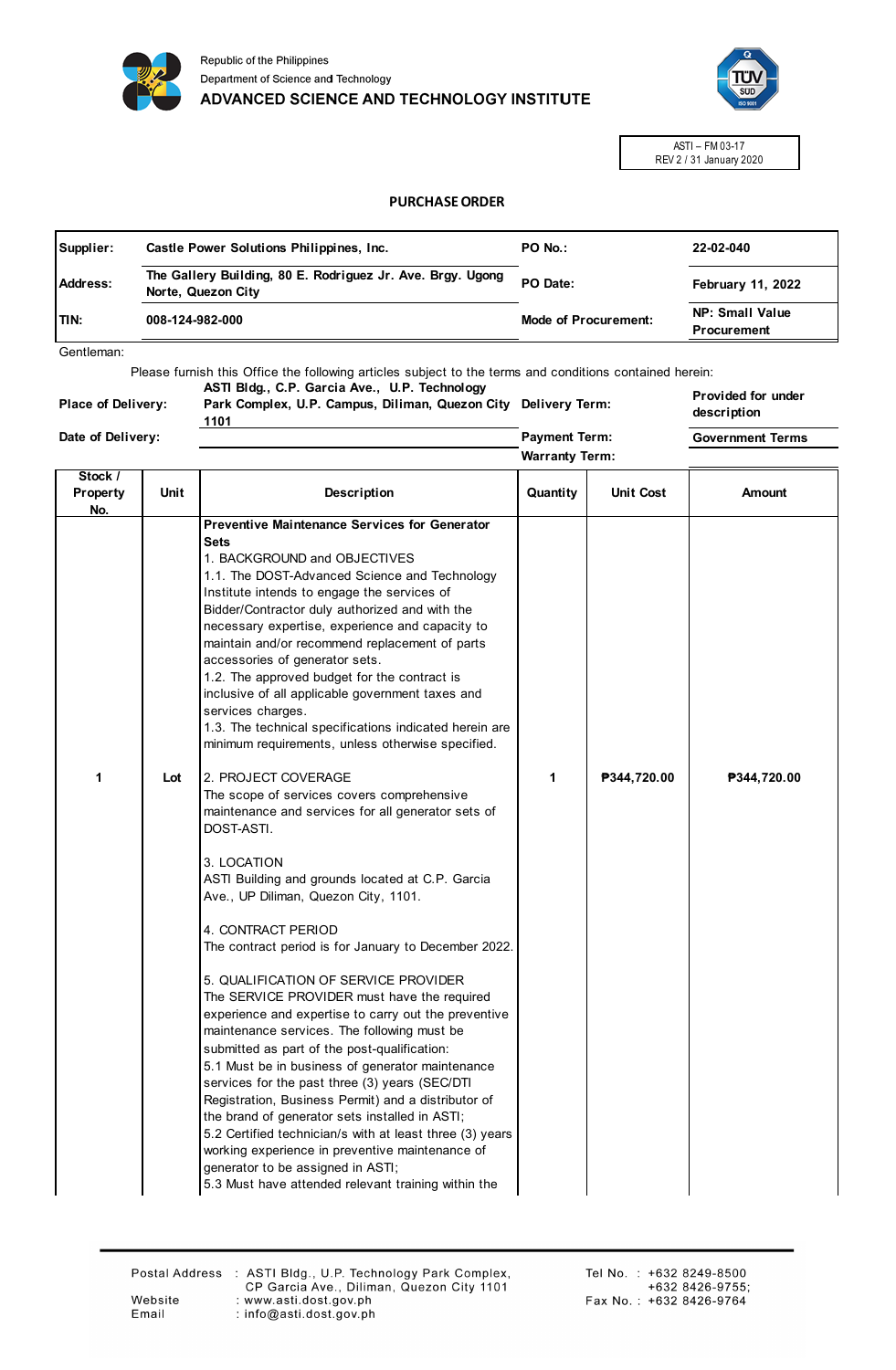Republic of the Philippines
Department of Science and Technology
**ADVANCED SCIENCE AND TECHNOLOGY INSTITUTE**

ASTI – FM 03-17
REV 2 / 31 January 2020

# PURCHASE ORDER

| | | | |
|---|---|---|---|
| **Supplier:** | **Castle Power Solutions Philippines, Inc.** | **PO No.:** | **22-02-040** |
| **Address:** | **The Gallery Building, 80 E. Rodriguez Jr. Ave. Brgy. Ugong Norte, Quezon City** | **PO Date:** | **February 11, 2022** |
| **TIN:** | **008-124-982-000** | **Mode of Procurement:** | **NP: Small Value Procurement** |

Gentleman:

Please furnish this Office the following articles subject to the terms and conditions contained herein:

| | | | |
|---|---|---|---|
| **Place of Delivery:** | **ASTI Bldg., C.P. Garcia Ave., U.P. Technology Park Complex, U.P. Campus, Diliman, Quezon City 1101** | **Delivery Term:** | **Provided for under description** |
| **Date of Delivery:** | | **Payment Term:** | **Government Terms** |
| | | **Warranty Term:** | |

| Stock / Property No. | Unit | Description | Quantity | Unit Cost | Amount |
|---|---|---|---|---|---|
| 1 | Lot | **Preventive Maintenance Services for Generator Sets**<br>1. BACKGROUND and OBJECTIVES<br>1.1. The DOST-Advanced Science and Technology Institute intends to engage the services of Bidder/Contractor duly authorized and with the necessary expertise, experience and capacity to maintain and/or recommend replacement of parts accessories of generator sets.<br>1.2. The approved budget for the contract is inclusive of all applicable government taxes and services charges.<br>1.3. The technical specifications indicated herein are minimum requirements, unless otherwise specified.<br><br>2. PROJECT COVERAGE<br>The scope of services covers comprehensive maintenance and services for all generator sets of DOST-ASTI.<br><br>3. LOCATION<br>ASTI Building and grounds located at C.P. Garcia Ave., UP Diliman, Quezon City, 1101.<br><br>4. CONTRACT PERIOD<br>The contract period is for January to December 2022.<br><br>5. QUALIFICATION OF SERVICE PROVIDER<br>The SERVICE PROVIDER must have the required experience and expertise to carry out the preventive maintenance services. The following must be submitted as part of the post-qualification:<br>5.1 Must be in business of generator maintenance services for the past three (3) years (SEC/DTI Registration, Business Permit) and a distributor of the brand of generator sets installed in ASTI;<br>5.2 Certified technician/s with at least three (3) years working experience in preventive maintenance of generator to be assigned in ASTI;<br>5.3 Must have attended relevant training within the | 1 | ₱344,720.00 | ₱344,720.00 |

Postal Address : ASTI Bldg., U.P. Technology Park Complex, CP Garcia Ave., Diliman, Quezon City 1101
Website : www.asti.dost.gov.ph
Email : info@asti.dost.gov.ph
Tel No. : +632 8249-8500, +632 8426-9755;
Fax No. : +632 8426-9764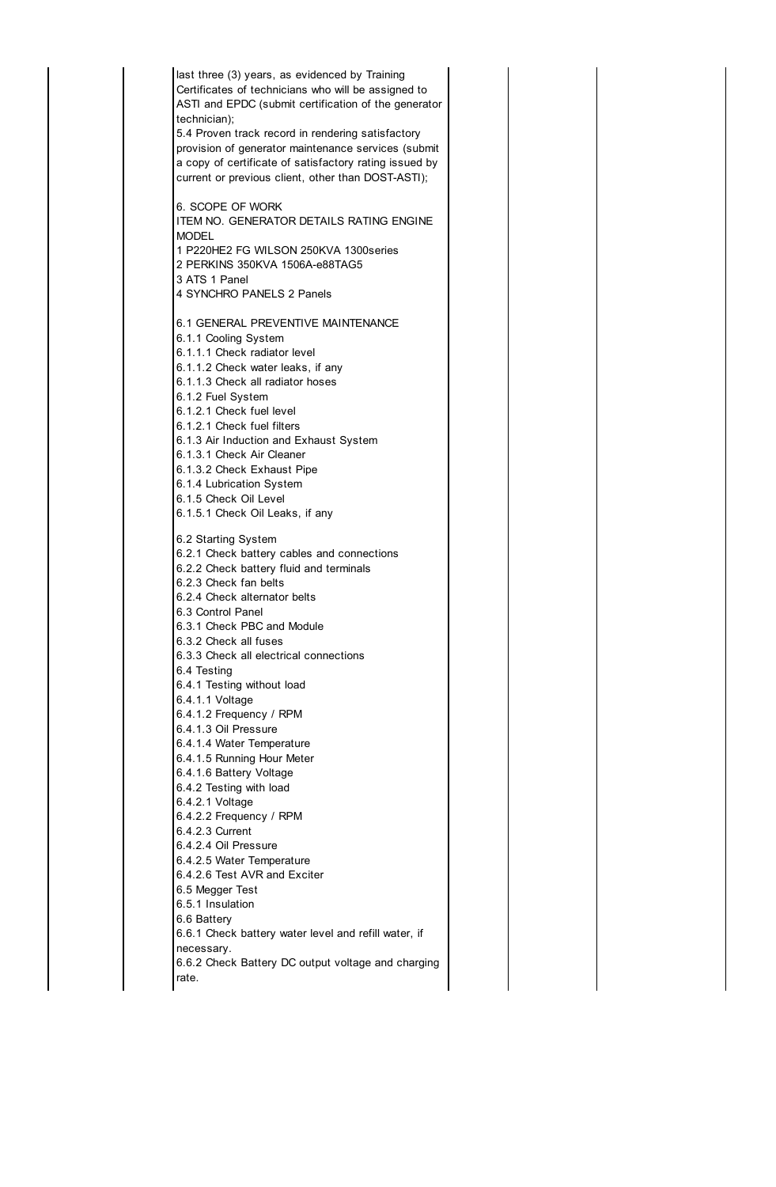last three (3) years, as evidenced by Training Certificates of technicians who will be assigned to ASTI and EPDC (submit certification of the generator technician);

5.4 Proven track record in rendering satisfactory provision of generator maintenance services (submit a copy of certificate of satisfactory rating issued by current or previous client, other than DOST-ASTI);

6. SCOPE OF WORK

ITEM NO. GENERATOR DETAILS RATING ENGINE MODEL

1 P220HE2 FG WILSON 250KVA 1300series

2 PERKINS 350KVA 1506A-e88TAG5

3 ATS 1 Panel

4 SYNCHRO PANELS 2 Panels

6.1 GENERAL PREVENTIVE MAINTENANCE

6.1.1 Cooling System

6.1.1.1 Check radiator level

6.1.1.2 Check water leaks, if any

6.1.1.3 Check all radiator hoses

6.1.2 Fuel System

6.1.2.1 Check fuel level

6.1.2.1 Check fuel filters

6.1.3 Air Induction and Exhaust System

6.1.3.1 Check Air Cleaner

6.1.3.2 Check Exhaust Pipe

6.1.4 Lubrication System

6.1.5 Check Oil Level

6.1.5.1 Check Oil Leaks, if any

6.2 Starting System

6.2.1 Check battery cables and connections

6.2.2 Check battery fluid and terminals

6.2.3 Check fan belts

6.2.4 Check alternator belts

6.3 Control Panel

6.3.1 Check PBC and Module

6.3.2 Check all fuses

6.3.3 Check all electrical connections

6.4 Testing

6.4.1 Testing without load

6.4.1.1 Voltage

6.4.1.2 Frequency / RPM

6.4.1.3 Oil Pressure

6.4.1.4 Water Temperature

6.4.1.5 Running Hour Meter

6.4.1.6 Battery Voltage

6.4.2 Testing with load

6.4.2.1 Voltage

6.4.2.2 Frequency / RPM

6.4.2.3 Current

6.4.2.4 Oil Pressure

6.4.2.5 Water Temperature

6.4.2.6 Test AVR and Exciter

6.5 Megger Test

6.5.1 Insulation

6.6 Battery

6.6.1 Check battery water level and refill water, if necessary.

6.6.2 Check Battery DC output voltage and charging rate.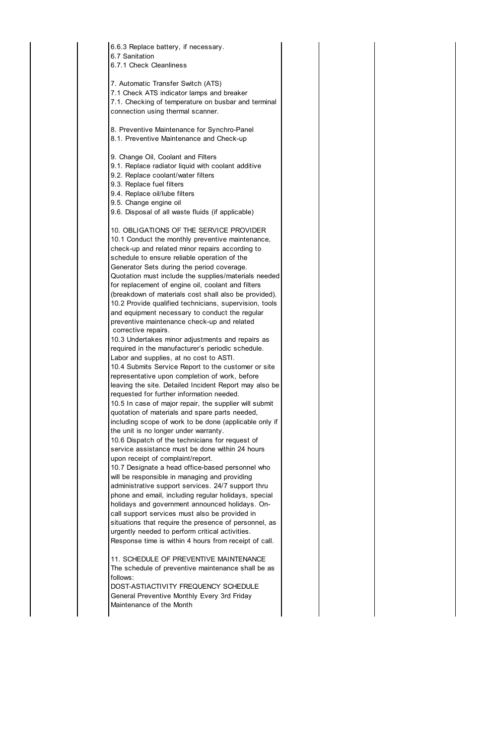6.6.3 Replace battery, if necessary.
6.7 Sanitation
6.7.1 Check Cleanliness

7. Automatic Transfer Switch (ATS)
7.1 Check ATS indicator lamps and breaker
7.1. Checking of temperature on busbar and terminal connection using thermal scanner.

8. Preventive Maintenance for Synchro-Panel
8.1. Preventive Maintenance and Check-up

9. Change Oil, Coolant and Filters
9.1. Replace radiator liquid with coolant additive
9.2. Replace coolant/water filters
9.3. Replace fuel filters
9.4. Replace oil/lube filters
9.5. Change engine oil
9.6. Disposal of all waste fluids (if applicable)

10. OBLIGATIONS OF THE SERVICE PROVIDER
10.1 Conduct the monthly preventive maintenance, check-up and related minor repairs according to schedule to ensure reliable operation of the Generator Sets during the period coverage. Quotation must include the supplies/materials needed for replacement of engine oil, coolant and filters (breakdown of materials cost shall also be provided).
10.2 Provide qualified technicians, supervision, tools and equipment necessary to conduct the regular preventive maintenance check-up and related corrective repairs.
10.3 Undertakes minor adjustments and repairs as required in the manufacturer's periodic schedule. Labor and supplies, at no cost to ASTI.
10.4 Submits Service Report to the customer or site representative upon completion of work, before leaving the site. Detailed Incident Report may also be requested for further information needed.
10.5 In case of major repair, the supplier will submit quotation of materials and spare parts needed, including scope of work to be done (applicable only if the unit is no longer under warranty.
10.6 Dispatch of the technicians for request of service assistance must be done within 24 hours upon receipt of complaint/report.
10.7 Designate a head office-based personnel who will be responsible in managing and providing administrative support services. 24/7 support thru phone and email, including regular holidays, special holidays and government announced holidays. On-call support services must also be provided in situations that require the presence of personnel, as urgently needed to perform critical activities. Response time is within 4 hours from receipt of call.

11. SCHEDULE OF PREVENTIVE MAINTENANCE
The schedule of preventive maintenance shall be as follows:

| DOST-ASTI ACTIVITY | FREQUENCY | SCHEDULE |
|---|---|---|
| General Preventive Maintenance | Monthly | Every 3rd Friday of the Month |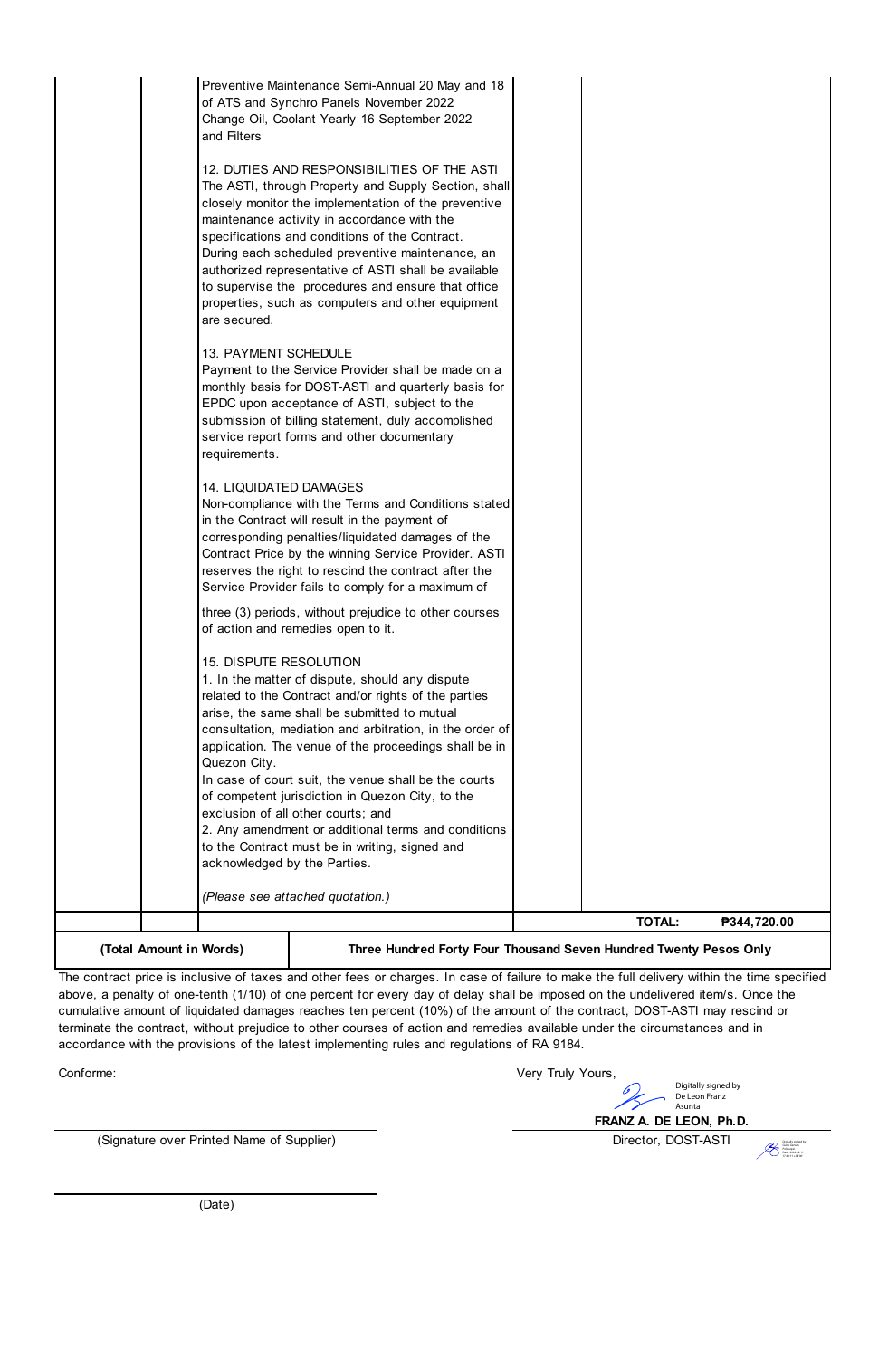| | | | | |
|---|---|---|---|---|
| | | Preventive Maintenance Semi-Annual 20 May and 18 of ATS and Synchro Panels November 2022<br>Change Oil, Coolant Yearly 16 September 2022 and Filters<br><br>12. DUTIES AND RESPONSIBILITIES OF THE ASTI<br>The ASTI, through Property and Supply Section, shall closely monitor the implementation of the preventive maintenance activity in accordance with the specifications and conditions of the Contract.<br>During each scheduled preventive maintenance, an authorized representative of ASTI shall be available to supervise the procedures and ensure that office properties, such as computers and other equipment are secured.<br><br>13. PAYMENT SCHEDULE<br>Payment to the Service Provider shall be made on a monthly basis for DOST-ASTI and quarterly basis for EPDC upon acceptance of ASTI, subject to the submission of billing statement, duly accomplished service report forms and other documentary requirements.<br><br>14. LIQUIDATED DAMAGES<br>Non-compliance with the Terms and Conditions stated in the Contract will result in the payment of corresponding penalties/liquidated damages of the Contract Price by the winning Service Provider. ASTI reserves the right to rescind the contract after the Service Provider fails to comply for a maximum of<br><br>three (3) periods, without prejudice to other courses of action and remedies open to it.<br><br>15. DISPUTE RESOLUTION<br>1. In the matter of dispute, should any dispute related to the Contract and/or rights of the parties arise, the same shall be submitted to mutual consultation, mediation and arbitration, in the order of application. The venue of the proceedings shall be in Quezon City.<br>In case of court suit, the venue shall be the courts of competent jurisdiction in Quezon City, to the exclusion of all other courts; and<br>2. Any amendment or additional terms and conditions to the Contract must be in writing, signed and acknowledged by the Parties.<br><br>*(Please see attached quotation.)* | | | |
| | | | | **TOTAL:** | **₱344,720.00** |
| **(Total Amount in Words)** | | **Three Hundred Forty Four Thousand Seven Hundred Twenty Pesos Only** | | | |

The contract price is inclusive of taxes and other fees or charges. In case of failure to make the full delivery within the time specified above, a penalty of one-tenth (1/10) of one percent for every day of delay shall be imposed on the undelivered item/s. Once the cumulative amount of liquidated damages reaches ten percent (10%) of the amount of the contract, DOST-ASTI may rescind or terminate the contract, without prejudice to other courses of action and remedies available under the circumstances and in accordance with the provisions of the latest implementing rules and regulations of RA 9184.

Conforme:

Very Truly Yours,

Digitally signed by De Leon Franz Asunta

**FRANZ A. DE LEON, Ph.D.**
Director, DOST-ASTI

(Signature over Printed Name of Supplier)

(Date)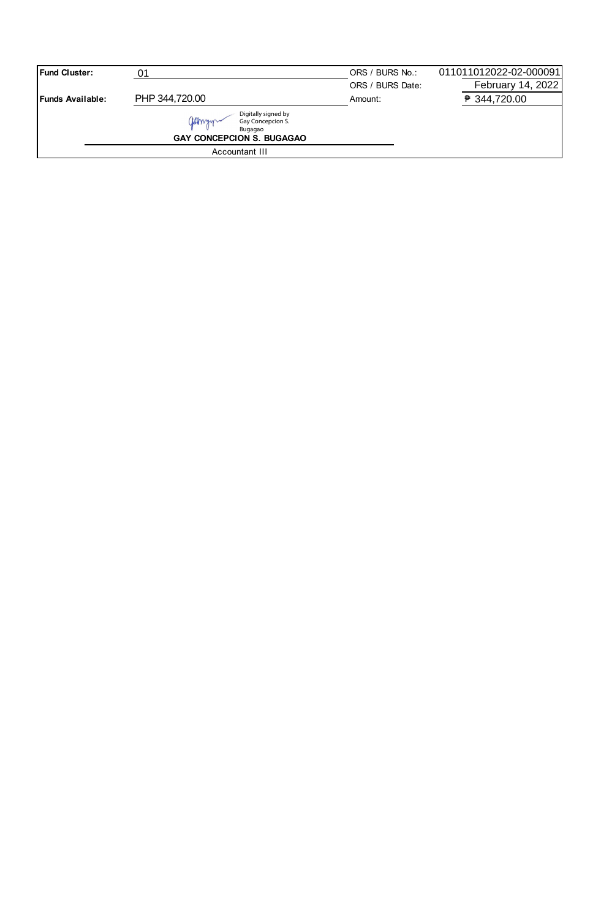| | | | |
|---|---|---|---|
| **Fund Cluster:** | 01 | ORS / BURS No.: | 011011012022-02-000091 |
| | | ORS / BURS Date: | February 14, 2022 |
| **Funds Available:** | PHP 344,720.00 | Amount: | ₱ 344,720.00 |

Digitally signed by Gay Concepcion S. Bugagao

**GAY CONCEPCION S. BUGAGAO**

Accountant III